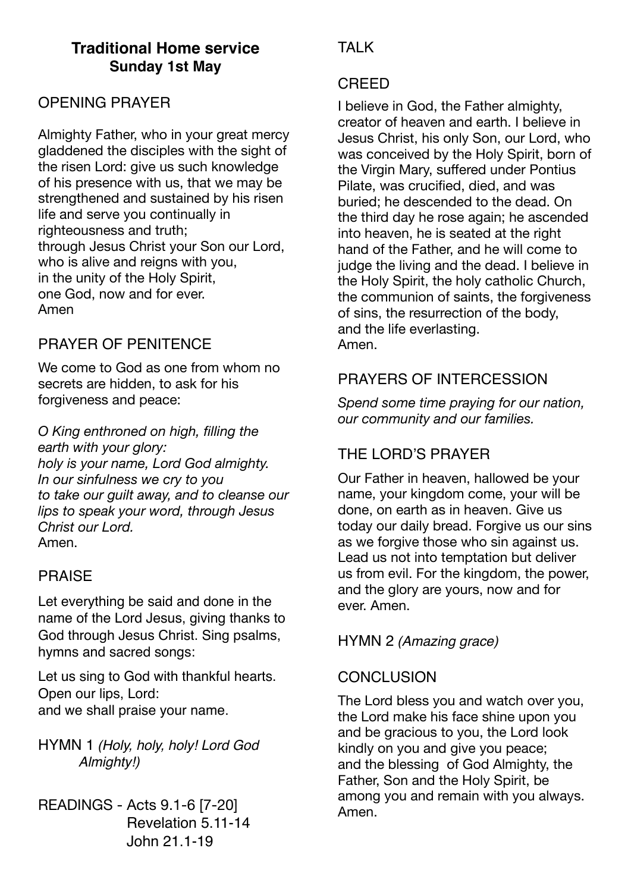# Traditional Home service
## Sunday 1st May

## OPENING PRAYER

Almighty Father, who in your great mercy gladdened the disciples with the sight of the risen Lord: give us such knowledge of his presence with us, that we may be strengthened and sustained by his risen life and serve you continually in righteousness and truth;
through Jesus Christ your Son our Lord,
who is alive and reigns with you,
in the unity of the Holy Spirit,
one God, now and for ever.
Amen

## PRAYER OF PENITENCE

We come to God as one from whom no secrets are hidden, to ask for his forgiveness and peace:

*O King enthroned on high, filling the earth with your glory:*
*holy is your name, Lord God almighty.*
*In our sinfulness we cry to you*
*to take our guilt away, and to cleanse our lips to speak your word, through Jesus Christ our Lord.*
Amen.

## PRAISE

Let everything be said and done in the name of the Lord Jesus, giving thanks to God through Jesus Christ. Sing psalms, hymns and sacred songs:

Let us sing to God with thankful hearts.
Open our lips, Lord:
and we shall praise your name.

HYMN 1 *(Holy, holy, holy! Lord God Almighty!)*

READINGS - Acts 9.1-6 [7-20]
Revelation 5.11-14
John 21.1-19

## TALK

## CREED

I believe in God, the Father almighty, creator of heaven and earth. I believe in Jesus Christ, his only Son, our Lord, who was conceived by the Holy Spirit, born of the Virgin Mary, suffered under Pontius Pilate, was crucified, died, and was buried; he descended to the dead. On the third day he rose again; he ascended into heaven, he is seated at the right hand of the Father, and he will come to judge the living and the dead. I believe in the Holy Spirit, the holy catholic Church, the communion of saints, the forgiveness of sins, the resurrection of the body, and the life everlasting.
Amen.

## PRAYERS OF INTERCESSION

*Spend some time praying for our nation, our community and our families.*

## THE LORD'S PRAYER

Our Father in heaven, hallowed be your name, your kingdom come, your will be done, on earth as in heaven. Give us today our daily bread. Forgive us our sins as we forgive those who sin against us. Lead us not into temptation but deliver us from evil. For the kingdom, the power, and the glory are yours, now and for ever. Amen.

HYMN 2 *(Amazing grace)*

## CONCLUSION

The Lord bless you and watch over you, the Lord make his face shine upon you and be gracious to you, the Lord look kindly on you and give you peace; and the blessing of God Almighty, the Father, Son and the Holy Spirit, be among you and remain with you always.
Amen.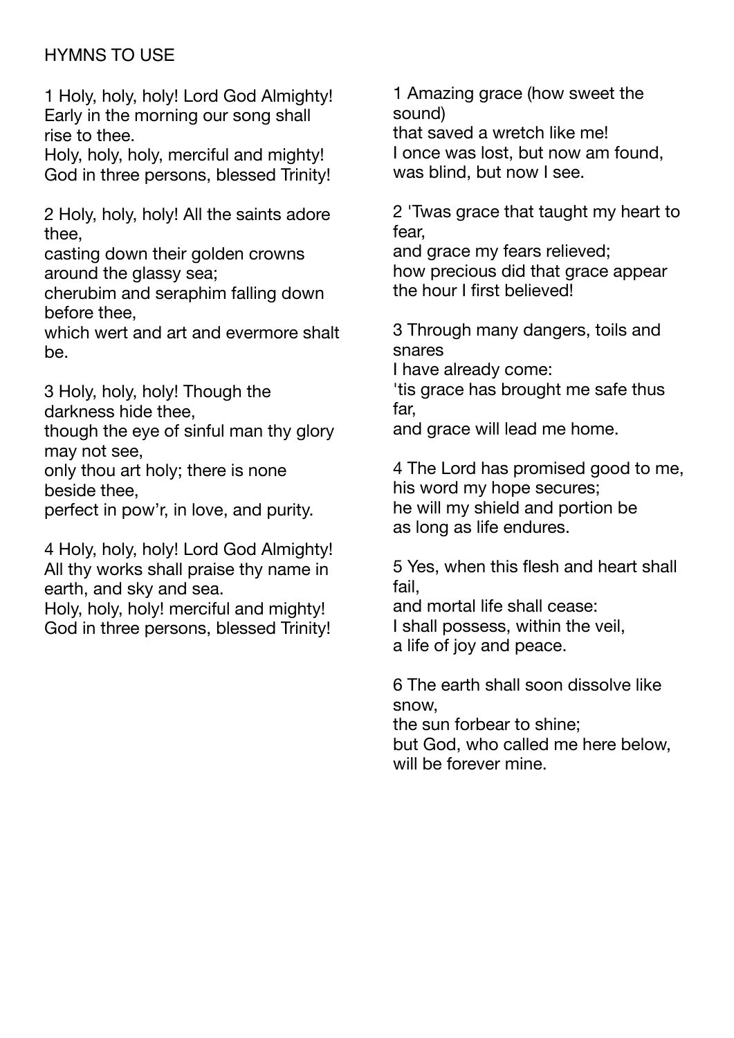HYMNS TO USE

1 Holy, holy, holy! Lord God Almighty!
Early in the morning our song shall rise to thee.
Holy, holy, holy, merciful and mighty!
God in three persons, blessed Trinity!

2 Holy, holy, holy! All the saints adore thee,
casting down their golden crowns around the glassy sea;
cherubim and seraphim falling down before thee,
which wert and art and evermore shalt be.

3 Holy, holy, holy! Though the darkness hide thee,
though the eye of sinful man thy glory may not see,
only thou art holy; there is none beside thee,
perfect in pow'r, in love, and purity.

4 Holy, holy, holy! Lord God Almighty!
All thy works shall praise thy name in earth, and sky and sea.
Holy, holy, holy! merciful and mighty!
God in three persons, blessed Trinity!

1 Amazing grace (how sweet the sound)
that saved a wretch like me!
I once was lost, but now am found,
was blind, but now I see.

2 'Twas grace that taught my heart to fear,
and grace my fears relieved;
how precious did that grace appear
the hour I first believed!

3 Through many dangers, toils and snares
I have already come:
'tis grace has brought me safe thus far,
and grace will lead me home.

4 The Lord has promised good to me,
his word my hope secures;
he will my shield and portion be
as long as life endures.

5 Yes, when this flesh and heart shall fail,
and mortal life shall cease:
I shall possess, within the veil,
a life of joy and peace.

6 The earth shall soon dissolve like snow,
the sun forbear to shine;
but God, who called me here below,
will be forever mine.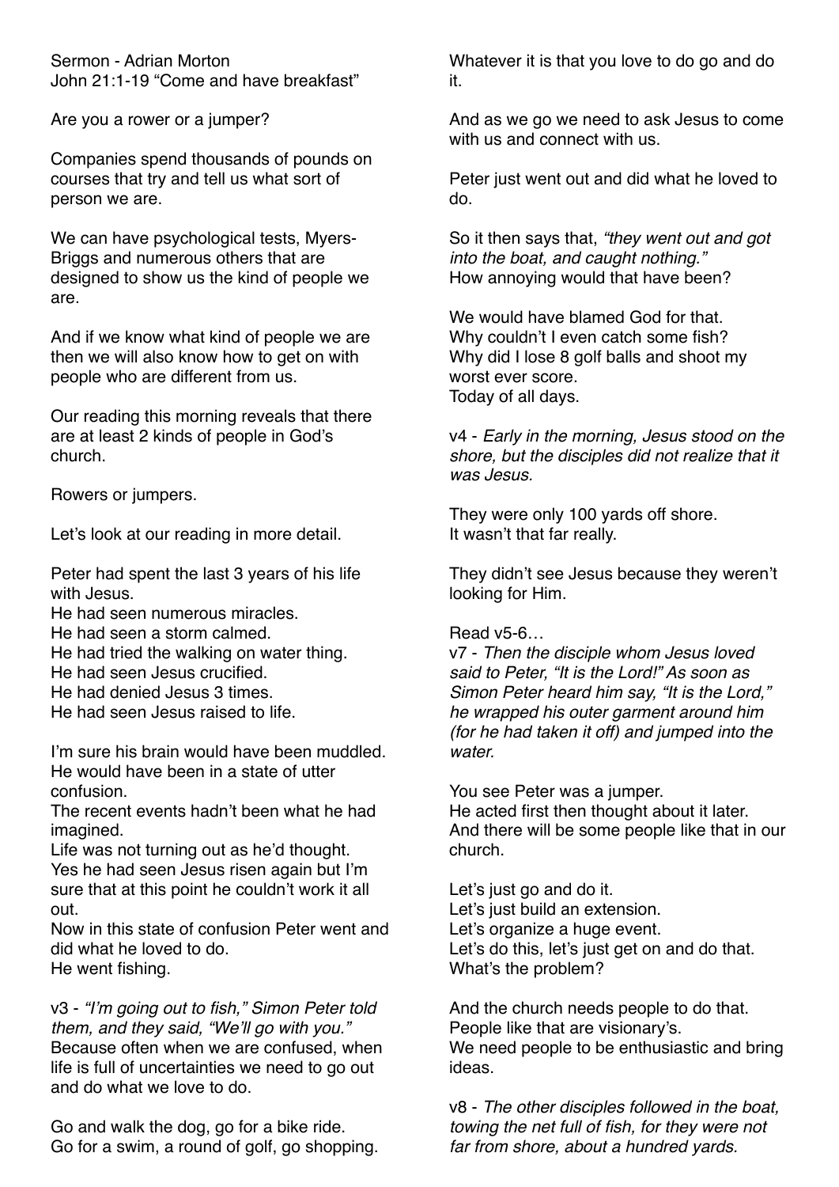Sermon - Adrian Morton
John 21:1-19 "Come and have breakfast"

Are you a rower or a jumper?

Companies spend thousands of pounds on courses that try and tell us what sort of person we are.

We can have psychological tests, Myers-Briggs and numerous others that are designed to show us the kind of people we are.

And if we know what kind of people we are then we will also know how to get on with people who are different from us.

Our reading this morning reveals that there are at least 2 kinds of people in God's church.

Rowers or jumpers.

Let's look at our reading in more detail.

Peter had spent the last 3 years of his life with Jesus.
He had seen numerous miracles.
He had seen a storm calmed.
He had tried the walking on water thing.
He had seen Jesus crucified.
He had denied Jesus 3 times.
He had seen Jesus raised to life.

I'm sure his brain would have been muddled.
He would have been in a state of utter confusion.
The recent events hadn't been what he had imagined.
Life was not turning out as he'd thought.
Yes he had seen Jesus risen again but I'm sure that at this point he couldn't work it all out.
Now in this state of confusion Peter went and did what he loved to do.
He went fishing.

v3 - *"I'm going out to fish," Simon Peter told them, and they said, "We'll go with you."*
Because often when we are confused, when life is full of uncertainties we need to go out and do what we love to do.

Go and walk the dog, go for a bike ride.
Go for a swim, a round of golf, go shopping.

Whatever it is that you love to do go and do it.

And as we go we need to ask Jesus to come with us and connect with us.

Peter just went out and did what he loved to do.

So it then says that, *"they went out and got into the boat, and caught nothing."*
How annoying would that have been?

We would have blamed God for that.
Why couldn't I even catch some fish?
Why did I lose 8 golf balls and shoot my worst ever score.
Today of all days.

v4 - *Early in the morning, Jesus stood on the shore, but the disciples did not realize that it was Jesus.*

They were only 100 yards off shore.
It wasn't that far really.

They didn't see Jesus because they weren't looking for Him.

Read v5-6…
v7 - *Then the disciple whom Jesus loved said to Peter, "It is the Lord!" As soon as Simon Peter heard him say, "It is the Lord," he wrapped his outer garment around him (for he had taken it off) and jumped into the water.*

You see Peter was a jumper.
He acted first then thought about it later.
And there will be some people like that in our church.

Let's just go and do it.
Let's just build an extension.
Let's organize a huge event.
Let's do this, let's just get on and do that.
What's the problem?

And the church needs people to do that.
People like that are visionary's.
We need people to be enthusiastic and bring ideas.

v8 - *The other disciples followed in the boat, towing the net full of fish, for they were not far from shore, about a hundred yards.*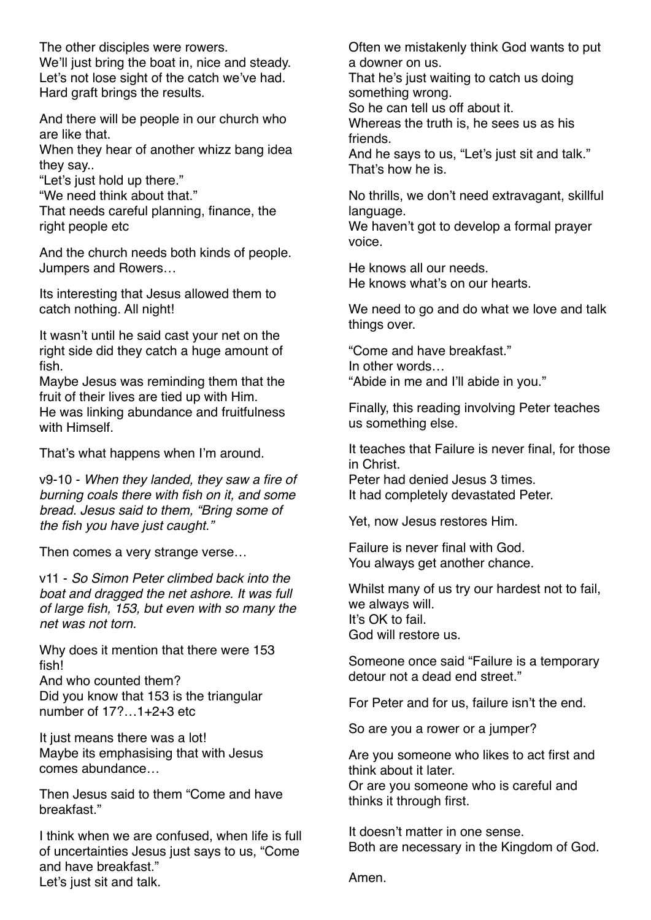The other disciples were rowers.
We'll just bring the boat in, nice and steady.
Let's not lose sight of the catch we've had.
Hard graft brings the results.

And there will be people in our church who are like that.
When they hear of another whizz bang idea they say..
"Let's just hold up there."
"We need think about that."
That needs careful planning, finance, the right people etc

And the church needs both kinds of people.
Jumpers and Rowers…

Its interesting that Jesus allowed them to catch nothing. All night!

It wasn't until he said cast your net on the right side did they catch a huge amount of fish.
Maybe Jesus was reminding them that the fruit of their lives are tied up with Him.
He was linking abundance and fruitfulness with Himself.

That's what happens when I'm around.

v9-10 - *When they landed, they saw a fire of burning coals there with fish on it, and some bread. Jesus said to them, "Bring some of the fish you have just caught."*

Then comes a very strange verse…

v11 - *So Simon Peter climbed back into the boat and dragged the net ashore. It was full of large fish, 153, but even with so many the net was not torn.*

Why does it mention that there were 153 fish!
And who counted them?
Did you know that 153 is the triangular number of 17?…1+2+3 etc

It just means there was a lot!
Maybe its emphasising that with Jesus comes abundance…

Then Jesus said to them "Come and have breakfast."

I think when we are confused, when life is full of uncertainties Jesus just says to us, "Come and have breakfast."
Let's just sit and talk.

Often we mistakenly think God wants to put a downer on us.
That he's just waiting to catch us doing something wrong.
So he can tell us off about it.
Whereas the truth is, he sees us as his friends.
And he says to us, "Let's just sit and talk."
That's how he is.

No thrills, we don't need extravagant, skillful language.
We haven't got to develop a formal prayer voice.

He knows all our needs.
He knows what's on our hearts.

We need to go and do what we love and talk things over.

"Come and have breakfast."
In other words…
"Abide in me and I'll abide in you."

Finally, this reading involving Peter teaches us something else.

It teaches that Failure is never final, for those in Christ.
Peter had denied Jesus 3 times.
It had completely devastated Peter.

Yet, now Jesus restores Him.

Failure is never final with God.
You always get another chance.

Whilst many of us try our hardest not to fail, we always will.
It's OK to fail.
God will restore us.

Someone once said "Failure is a temporary detour not a dead end street."

For Peter and for us, failure isn't the end.

So are you a rower or a jumper?

Are you someone who likes to act first and think about it later.
Or are you someone who is careful and thinks it through first.

It doesn't matter in one sense.
Both are necessary in the Kingdom of God.

Amen.